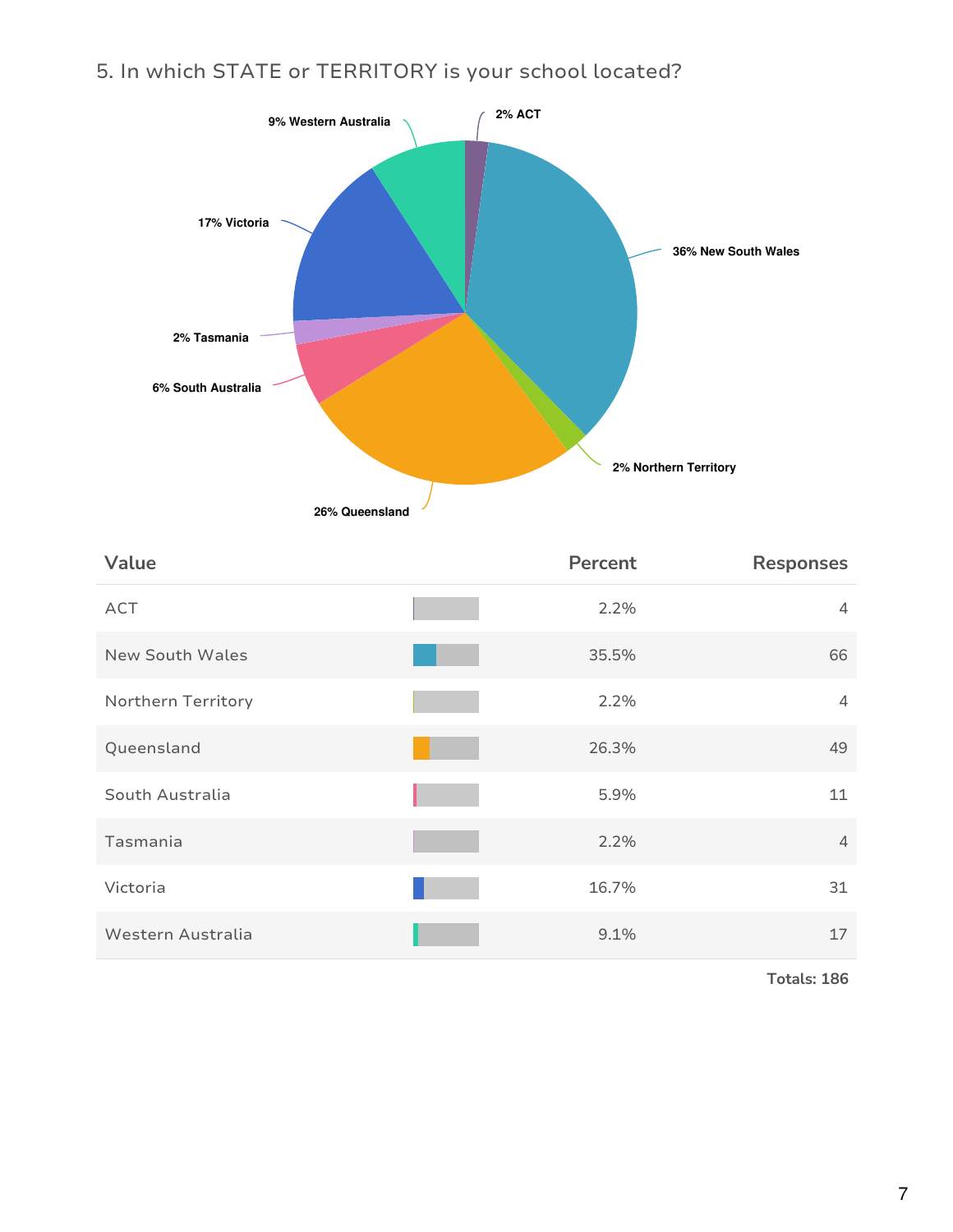## 5. In which STATE or TERRITORY is your school located?

| Value | Percent | Responses |
|---|---|---|
| ACT | 2.2% | 4 |
| New South Wales | 35.5% | 66 |
| Northern Territory | 2.2% | 4 |
| Queensland | 26.3% | 49 |
| South Australia | 5.9% | 11 |
| Tasmania | 2.2% | 4 |
| Victoria | 16.7% | 31 |
| Western Australia | 9.1% | 17 |

**Totals: 186**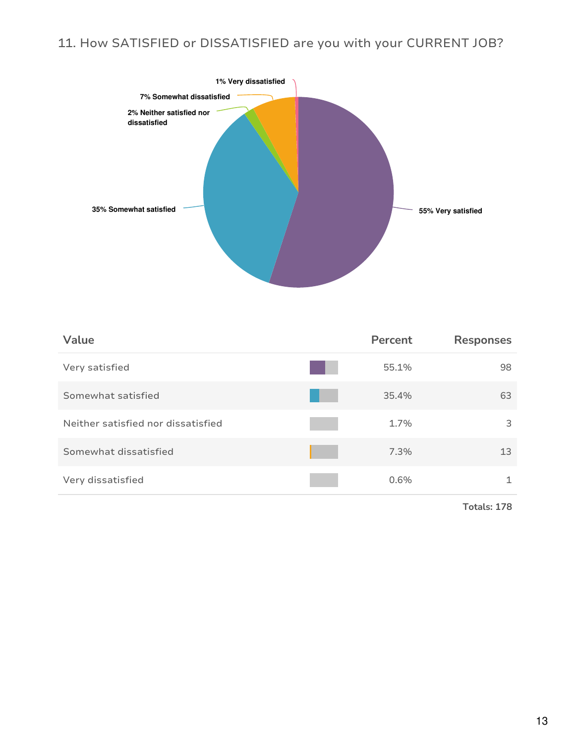## 11. How SATISFIED or DISSATISFIED are you with your CURRENT JOB?

1% Very dissatisfied

7% Somewhat dissatisfied

2% Neither satisfied nor dissatisfied

35% Somewhat satisfied

55% Very satisfied

| Value | Percent | Responses |
|---|---|---|
| Very satisfied | 55.1% | 98 |
| Somewhat satisfied | 35.4% | 63 |
| Neither satisfied nor dissatisfied | 1.7% | 3 |
| Somewhat dissatisfied | 7.3% | 13 |
| Very dissatisfied | 0.6% | 1 |

**Totals: 178**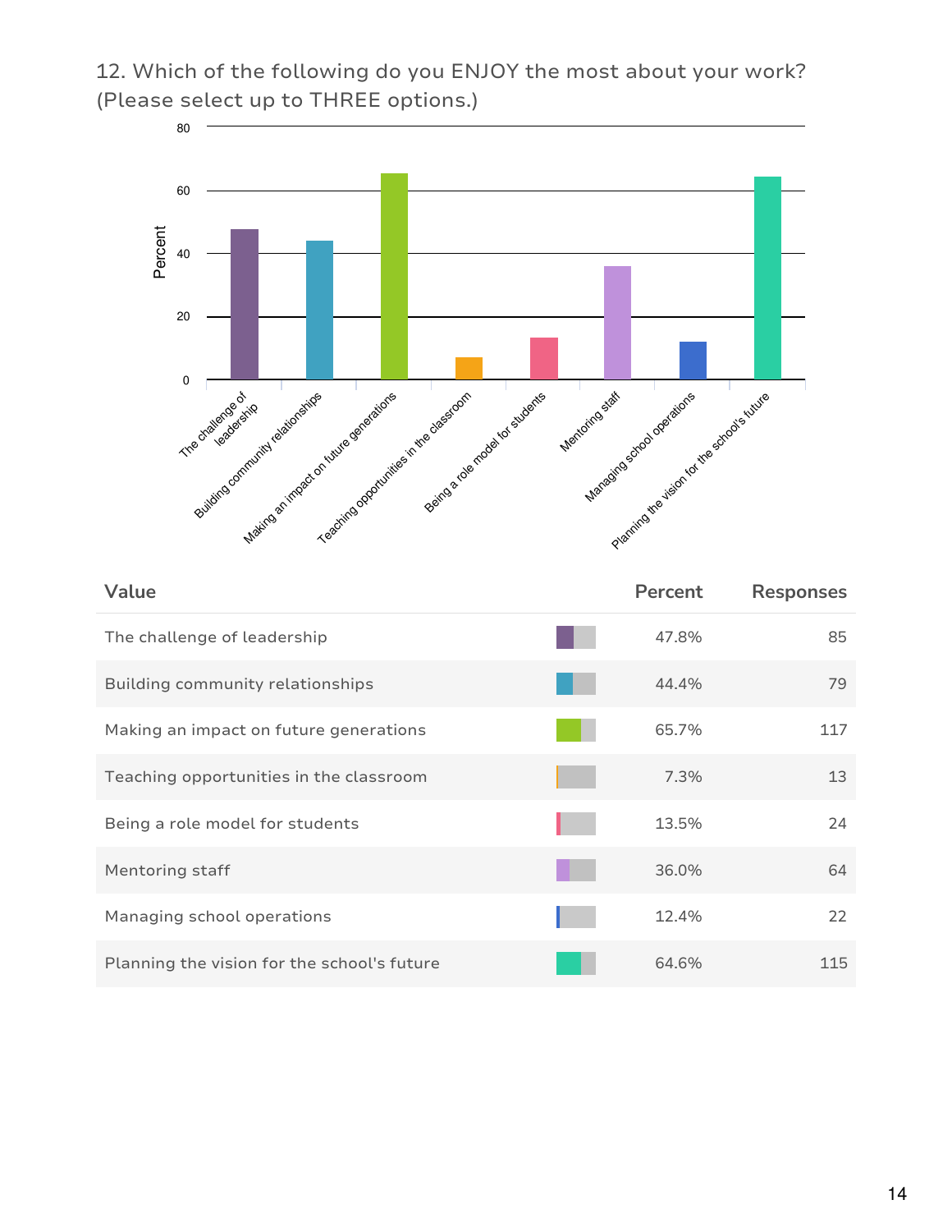12. Which of the following do you ENJOY the most about your work? (Please select up to THREE options.)

| Value | Percent | Responses |
|---|---|---|
| The challenge of leadership | 47.8% | 85 |
| Building community relationships | 44.4% | 79 |
| Making an impact on future generations | 65.7% | 117 |
| Teaching opportunities in the classroom | 7.3% | 13 |
| Being a role model for students | 13.5% | 24 |
| Mentoring staff | 36.0% | 64 |
| Managing school operations | 12.4% | 22 |
| Planning the vision for the school's future | 64.6% | 115 |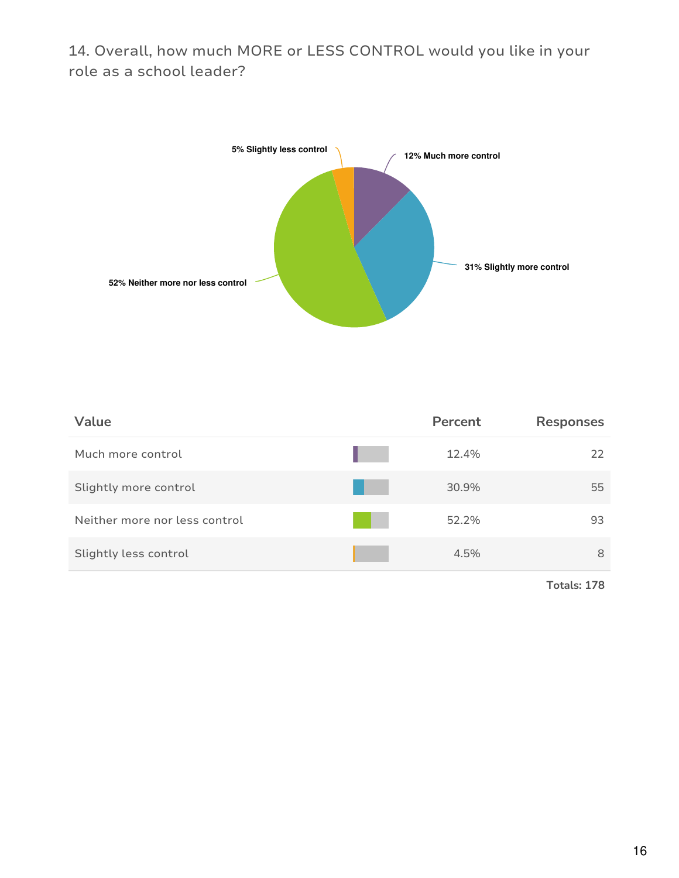14. Overall, how much MORE or LESS CONTROL would you like in your role as a school leader?

5% Slightly less control

12% Much more control

31% Slightly more control

52% Neither more nor less control

| Value | Percent | Responses |
| --- | --- | --- |
| Much more control | 12.4% | 22 |
| Slightly more control | 30.9% | 55 |
| Neither more nor less control | 52.2% | 93 |
| Slightly less control | 4.5% | 8 |

Totals: 178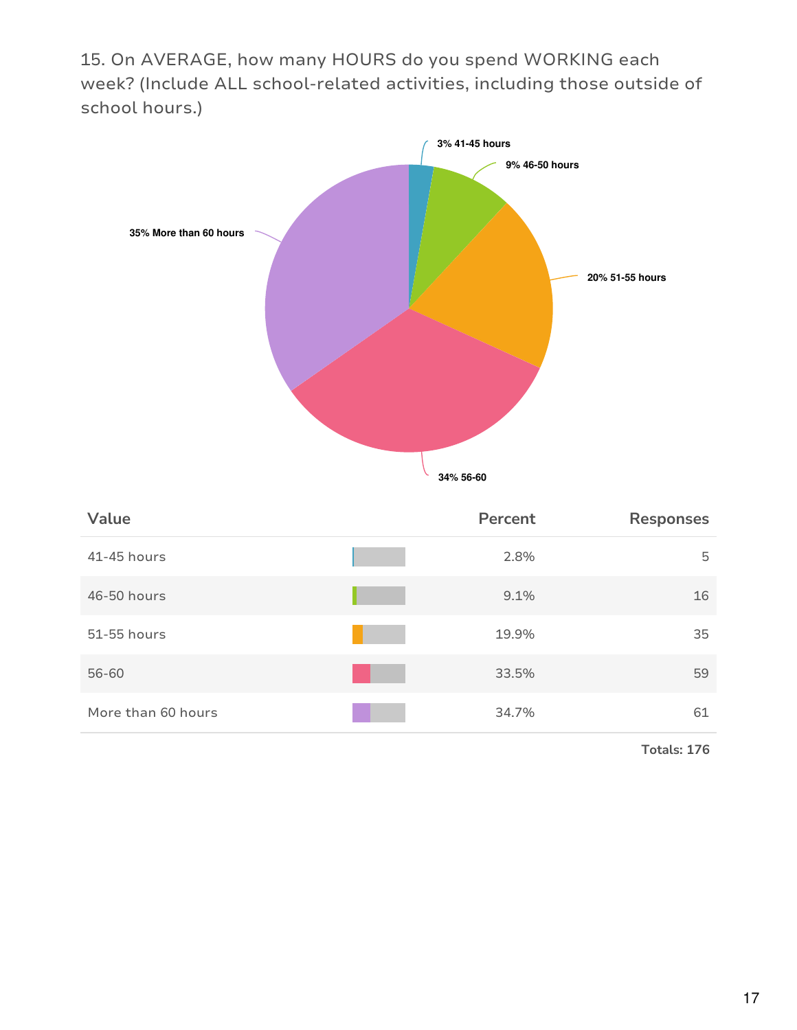15. On AVERAGE, how many HOURS do you spend WORKING each week? (Include ALL school-related activities, including those outside of school hours.)

3% 41-45 hours
9% 46-50 hours
20% 51-55 hours
34% 56-60
35% More than 60 hours

| Value | Percent | Responses |
|---|---|---|
| 41-45 hours | 2.8% | 5 |
| 46-50 hours | 9.1% | 16 |
| 51-55 hours | 19.9% | 35 |
| 56-60 | 33.5% | 59 |
| More than 60 hours | 34.7% | 61 |

**Totals: 176**